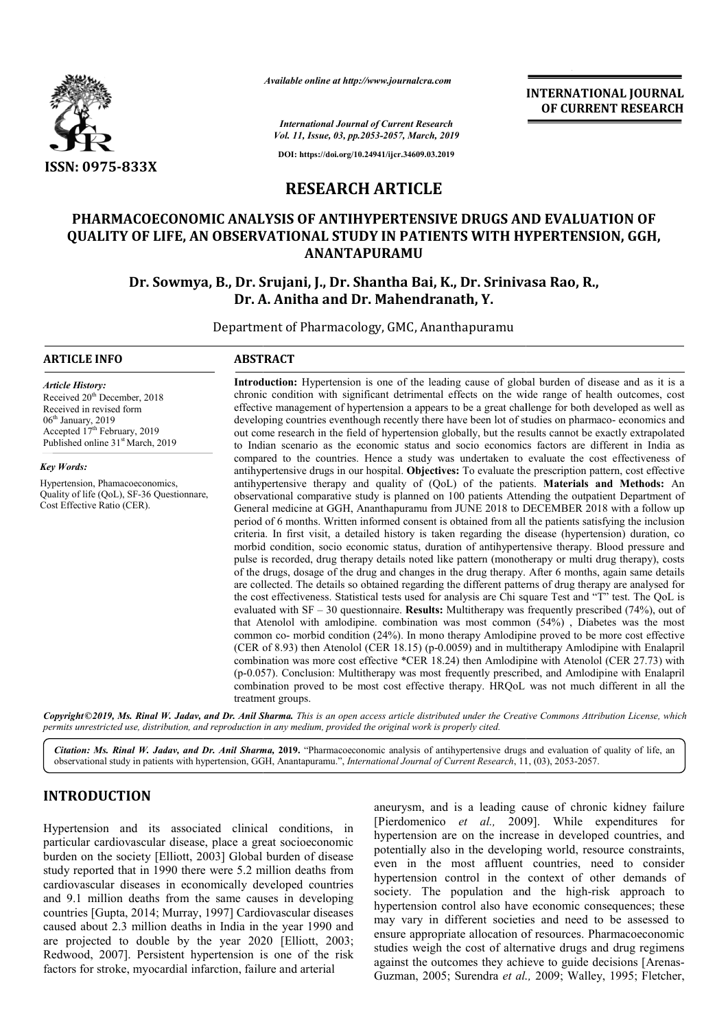# RESEARCH ARTICLE

## PHARMACOECONOMIC ANALYSIS OF ANTIHYPERTENSIVE DRUGS AND EVALUATION OF QUALITY OF LIFE, AN OBSERVATIONAL STUDY IN PATIENTS WITH HYPERTENSION, GGH, ANANTAPURAMU

**Dr. Sowmya, B., Dr. Srujani, J., Dr. Shantha Bai, K., Dr. Srinivasa Rao, R., Dr. A. Anitha and Dr. Mahendranath, Y.**

Department of Pharmacology, GMC, Ananthapuramu

### ARTICLE INFO

*Article History:*

Received 20th December, 2018
Received in revised form 06th January, 2019
Accepted 17th February, 2019
Published online 31st March, 2019

*Key Words:*

Hypertension, Phamacoeconomics, Quality of life (QoL), SF-36 Questionnare, Cost Effective Ratio (CER).

### ABSTRACT

**Introduction:** Hypertension is one of the leading cause of global burden of disease and as it is a chronic condition with significant detrimental effects on the wide range of health outcomes, cost effective management of hypertension a appears to be a great challenge for both developed as well as developing countries eventhough recently there have been lot of studies on pharmaco- economics and out come research in the field of hypertension globally, but the results cannot be exactly extrapolated to Indian scenario as the economic status and socio economics factors are different in India as compared to the countries. Hence a study was undertaken to evaluate the cost effectiveness of antihypertensive drugs in our hospital. **Objectives:** To evaluate the prescription pattern, cost effective antihypertensive therapy and quality of (QoL) of the patients. **Materials and Methods:** An observational comparative study is planned on 100 patients Attending the outpatient Department of General medicine at GGH, Ananthapuramu from JUNE 2018 to DECEMBER 2018 with a follow up period of 6 months. Written informed consent is obtained from all the patients satisfying the inclusion criteria. In first visit, a detailed history is taken regarding the disease (hypertension) duration, co morbid condition, socio economic status, duration of antihypertensive therapy. Blood pressure and pulse is recorded, drug therapy details noted like pattern (monotherapy or multi drug therapy), costs of the drugs, dosage of the drug and changes in the drug therapy. After 6 months, again same details are collected. The details so obtained regarding the different patterns of drug therapy are analysed for the cost effectiveness. Statistical tests used for analysis are Chi square Test and "T" test. The QoL is evaluated with SF – 30 questionnaire. **Results:** Multitherapy was frequently prescribed (74%), out of that Atenolol with amlodipine. combination was most common (54%) , Diabetes was the most common co- morbid condition (24%). In mono therapy Amlodipine proved to be more cost effective (CER of 8.93) then Atenolol (CER 18.15) (p-0.0059) and in multitherapy Amlodipine with Enalapril combination was more cost effective *CER 18.24) then Amlodipine with Atenolol (CER 27.73) with (p-0.057). Conclusion: Multitherapy was most frequently prescribed, and Amlodipine with Enalapril combination proved to be most cost effective therapy. HRQoL was not much different in all the treatment groups.

*Copyright©2019, Ms. Rinal W. Jadav, and Dr. Anil Sharma. This is an open access article distributed under the Creative Commons Attribution License, which permits unrestricted use, distribution, and reproduction in any medium, provided the original work is properly cited.*

*Citation: Ms. Rinal W. Jadav, and Dr. Anil Sharma,* **2019.** "Pharmacoeconomic analysis of antihypertensive drugs and evaluation of quality of life, an observational study in patients with hypertension, GGH, Anantapuramu.", *International Journal of Current Research*, 11, (03), 2053-2057.

## INTRODUCTION

Hypertension and its associated clinical conditions, in particular cardiovascular disease, place a great socioeconomic burden on the society [Elliott, 2003] Global burden of disease study reported that in 1990 there were 5.2 million deaths from cardiovascular diseases in economically developed countries and 9.1 million deaths from the same causes in developing countries [Gupta, 2014; Murray, 1997] Cardiovascular diseases caused about 2.3 million deaths in India in the year 1990 and are projected to double by the year 2020 [Elliott, 2003; Redwood, 2007]. Persistent hypertension is one of the risk factors for stroke, myocardial infarction, failure and arterial aneurysm, and is a leading cause of chronic kidney failure [Pierdomenico *et al.,* 2009]. While expenditures for hypertension are on the increase in developed countries, and potentially also in the developing world, resource constraints, even in the most affluent countries, need to consider hypertension control in the context of other demands of society. The population and the high-risk approach to hypertension control also have economic consequences; these may vary in different societies and need to be assessed to ensure appropriate allocation of resources. Pharmacoeconomic studies weigh the cost of alternative drugs and drug regimens against the outcomes they achieve to guide decisions [Arenas-Guzman, 2005; Surendra *et al.,* 2009; Walley, 1995; Fletcher,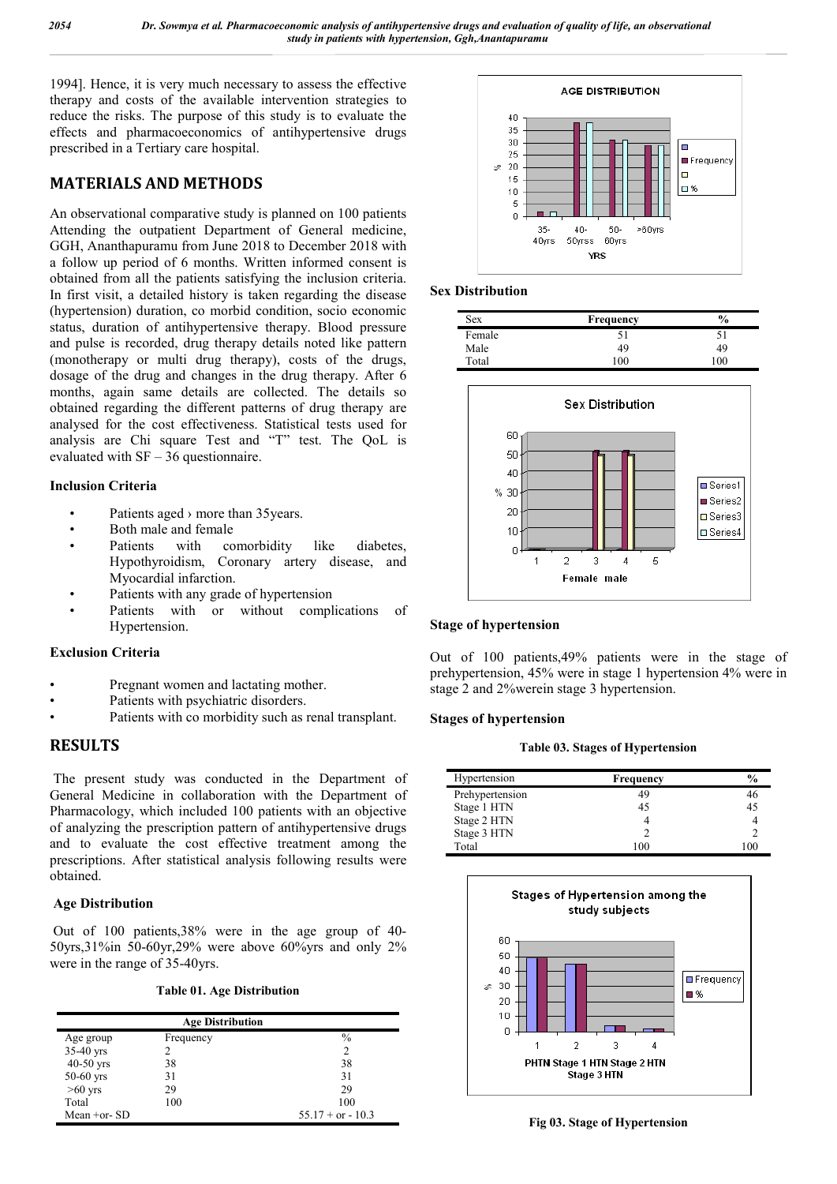1994]. Hence, it is very much necessary to assess the effective therapy and costs of the available intervention strategies to reduce the risks. The purpose of this study is to evaluate the effects and pharmacoeconomics of antihypertensive drugs prescribed in a Tertiary care hospital.

## MATERIALS AND METHODS

An observational comparative study is planned on 100 patients Attending the outpatient Department of General medicine, GGH, Ananthapuramu from June 2018 to December 2018 with a follow up period of 6 months. Written informed consent is obtained from all the patients satisfying the inclusion criteria. In first visit, a detailed history is taken regarding the disease (hypertension) duration, co morbid condition, socio economic status, duration of antihypertensive therapy. Blood pressure and pulse is recorded, drug therapy details noted like pattern (monotherapy or multi drug therapy), costs of the drugs, dosage of the drug and changes in the drug therapy. After 6 months, again same details are collected. The details so obtained regarding the different patterns of drug therapy are analysed for the cost effectiveness. Statistical tests used for analysis are Chi square Test and "T" test. The QoL is evaluated with SF – 36 questionnaire.

### Inclusion Criteria

- Patients aged › more than 35years.
- Both male and female
- Patients with comorbidity like diabetes, Hypothyroidism, Coronary artery disease, and Myocardial infarction.
- Patients with any grade of hypertension
- Patients with or without complications of Hypertension.

### Exclusion Criteria

- Pregnant women and lactating mother.
- Patients with psychiatric disorders.
- Patients with co morbidity such as renal transplant.

## RESULTS

The present study was conducted in the Department of General Medicine in collaboration with the Department of Pharmacology, which included 100 patients with an objective of analyzing the prescription pattern of antihypertensive drugs and to evaluate the cost effective treatment among the prescriptions. After statistical analysis following results were obtained.

### Age Distribution

Out of 100 patients,38% were in the age group of 40-50yrs,31%in 50-60yr,29% were above 60%yrs and only 2% were in the range of 35-40yrs.

**Table 01. Age Distribution**

| Age Distribution | | |
|---|---|---|
| Age group | Frequency | % |
| 35-40 yrs | 2 | 2 |
| 40-50 yrs | 38 | 38 |
| 50-60 yrs | 31 | 31 |
| >60 yrs | 29 | 29 |
| Total | 100 | 100 |
| Mean +or- SD | | 55.17 + or - 10.3 |

### Sex Distribution

| Sex | Frequency | % |
|---|---|---|
| Female | 51 | 51 |
| Male | 49 | 49 |
| Total | 100 | 100 |

### Stage of hypertension

Out of 100 patients,49% patients were in the stage of prehypertension, 45% were in stage 1 hypertension 4% were in stage 2 and 2%werein stage 3 hypertension.

### Stages of hypertension

**Table 03. Stages of Hypertension**

| Hypertension | Frequency | % |
|---|---|---|
| Prehypertension | 49 | 46 |
| Stage 1 HTN | 45 | 45 |
| Stage 2 HTN | 4 | 4 |
| Stage 3 HTN | 2 | 2 |
| Total | 100 | 100 |

**Fig 03. Stage of Hypertension**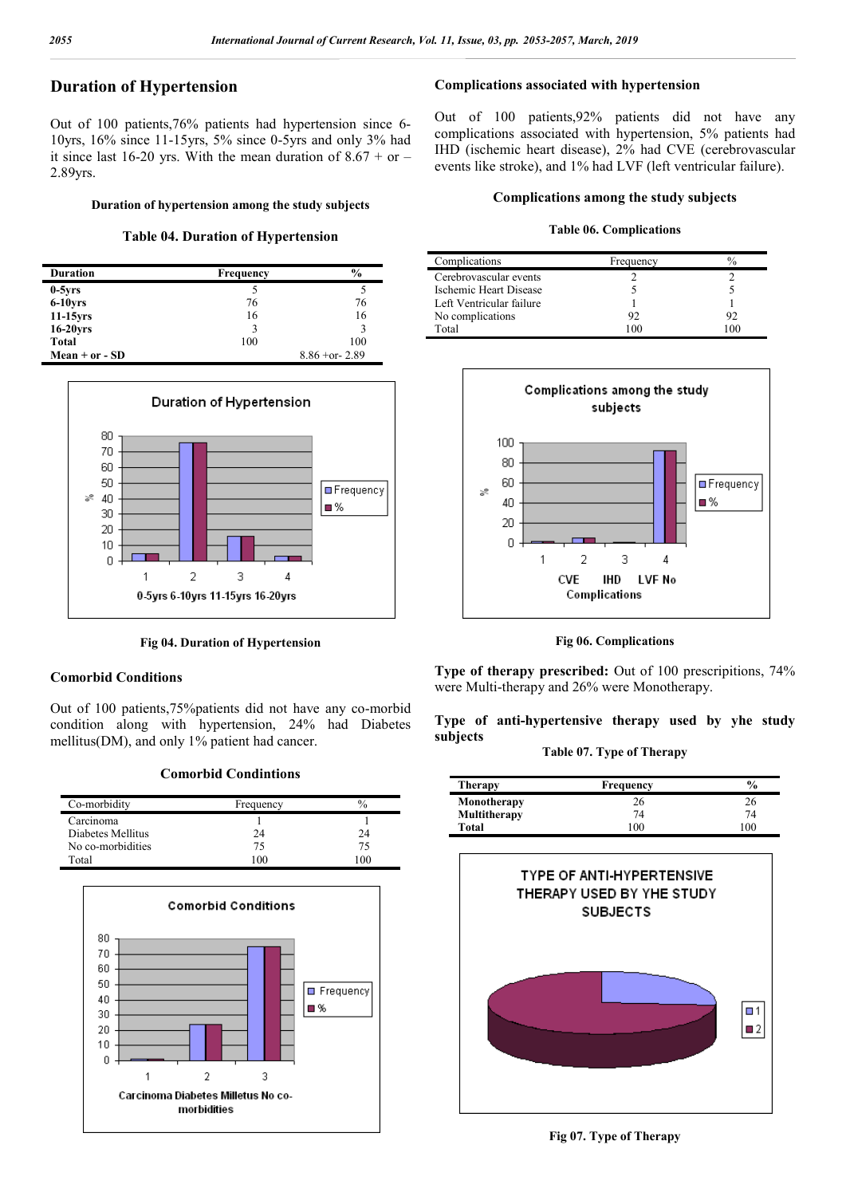## Duration of Hypertension

Out of 100 patients,76% patients had hypertension since 6-10yrs, 16% since 11-15yrs, 5% since 0-5yrs and only 3% had it since last 16-20 yrs. With the mean duration of 8.67 + or – 2.89yrs.

**Duration of hypertension among the study subjects**

**Table 04. Duration of Hypertension**

| Duration | Frequency | % |
|---|---|---|
| **0-5yrs** | 5 | 5 |
| **6-10yrs** | 76 | 76 |
| **11-15yrs** | 16 | 16 |
| **16-20yrs** | 3 | 3 |
| **Total** | 100 | 100 |
| **Mean + or - SD** | | 8.86 +or- 2.89 |

**Fig 04. Duration of Hypertension**

### Comorbid Conditions

Out of 100 patients,75%patients did not have any co-morbid condition along with hypertension, 24% had Diabetes mellitus(DM), and only 1% patient had cancer.

**Comorbid Condintions**

| Co-morbidity | Frequency | % |
|---|---|---|
| Carcinoma | 1 | 1 |
| Diabetes Mellitus | 24 | 24 |
| No co-morbidities | 75 | 75 |
| Total | 100 | 100 |

### Complications associated with hypertension

Out of 100 patients,92% patients did not have any complications associated with hypertension, 5% patients had IHD (ischemic heart disease), 2% had CVE (cerebrovascular events like stroke), and 1% had LVF (left ventricular failure).

**Complications among the study subjects**

**Table 06. Complications**

| Complications | Frequency | % |
|---|---|---|
| Cerebrovascular events | 2 | 2 |
| Ischemic Heart Disease | 5 | 5 |
| Left Ventricular failure | 1 | 1 |
| No complications | 92 | 92 |
| Total | 100 | 100 |

**Fig 06. Complications**

**Type of therapy prescribed:** Out of 100 prescripitions, 74% were Multi-therapy and 26% were Monotherapy.

**Type of anti-hypertensive therapy used by yhe study subjects**

**Table 07. Type of Therapy**

| Therapy | Frequency | % |
|---|---|---|
| **Monotherapy** | 26 | 26 |
| **Multitherapy** | 74 | 74 |
| **Total** | 100 | 100 |

**Fig 07. Type of Therapy**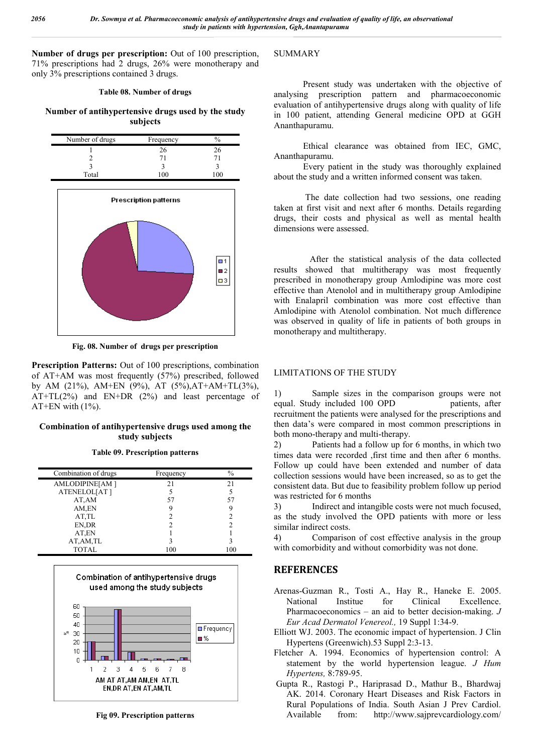**Number of drugs per prescription:** Out of 100 prescription, 71% prescriptions had 2 drugs, 26% were monotherapy and only 3% prescriptions contained 3 drugs.

**Table 08. Number of drugs**

**Number of antihypertensive drugs used by the study subjects**

| Number of drugs | Frequency | % |
|---|---|---|
| 1 | 26 | 26 |
| 2 | 71 | 71 |
| 3 | 3 | 3 |
| Total | 100 | 100 |

**Fig. 08. Number of drugs per prescription**

**Prescription Patterns:** Out of 100 prescriptions, combination of AT+AM was most frequently (57%) prescribed, followed by AM (21%), AM+EN (9%), AT (5%),AT+AM+TL(3%), AT+TL(2%) and EN+DR (2%) and least percentage of AT+EN with (1%).

**Combination of antihypertensive drugs used among the study subjects**

**Table 09. Prescription patterns**

| Combination of drugs | Frequency | % |
|---|---|---|
| AMLODIPINE[AM ] | 21 | 21 |
| ATENELOL[AT ] | 5 | 5 |
| AT,AM | 57 | 57 |
| AM,EN | 9 | 9 |
| AT,TL | 2 | 2 |
| EN,DR | 2 | 2 |
| AT,EN | 1 | 1 |
| AT,AM,TL | 3 | 3 |
| TOTAL | 100 | 100 |

**Fig 09. Prescription patterns**

SUMMARY

Present study was undertaken with the objective of analysing prescription pattern and pharmacoeconomic evaluation of antihypertensive drugs along with quality of life in 100 patient, attending General medicine OPD at GGH Ananthapuramu.

Ethical clearance was obtained from IEC, GMC, Ananthapuramu.

Every patient in the study was thoroughly explained about the study and a written informed consent was taken.

The date collection had two sessions, one reading taken at first visit and next after 6 months. Details regarding drugs, their costs and physical as well as mental health dimensions were assessed.

After the statistical analysis of the data collected results showed that multitherapy was most frequently prescribed in monotherapy group Amlodipine was more cost effective than Atenolol and in multitherapy group Amlodipine with Enalapril combination was more cost effective than Amlodipine with Atenolol combination. Not much difference was observed in quality of life in patients of both groups in monotherapy and multitherapy.

LIMITATIONS OF THE STUDY

1) Sample sizes in the comparison groups were not equal. Study included 100 OPD patients, after recruitment the patients were analysed for the prescriptions and then data's were compared in most common prescriptions in both mono-therapy and multi-therapy.
2) Patients had a follow up for 6 months, in which two times data were recorded ,first time and then after 6 months. Follow up could have been extended and number of data collection sessions would have been increased, so as to get the consistent data. But due to feasibility problem follow up period was restricted for 6 months
3) Indirect and intangible costs were not much focused, as the study involved the OPD patients with more or less similar indirect costs.
4) Comparison of cost effective analysis in the group with comorbidity and without comorbidity was not done.

## REFERENCES

Arenas-Guzman R., Tosti A., Hay R., Haneke E. 2005. National Institue for Clinical Excellence. Pharmacoeconomics – an aid to better decision-making. *J Eur Acad Dermatol Venereol.,* 19 Suppl 1:34-9.

Elliott WJ. 2003. The economic impact of hypertension. J Clin Hypertens (Greenwich).53 Suppl 2:3-13.

Fletcher A. 1994. Economics of hypertension control: A statement by the world hypertension league. *J Hum Hypertens,* 8:789-95.

Gupta R., Rastogi P., Hariprasad D., Mathur B., Bhardwaj AK. 2014. Coronary Heart Diseases and Risk Factors in Rural Populations of India. South Asian J Prev Cardiol. Available from: http://www.sajprevcardiology.com/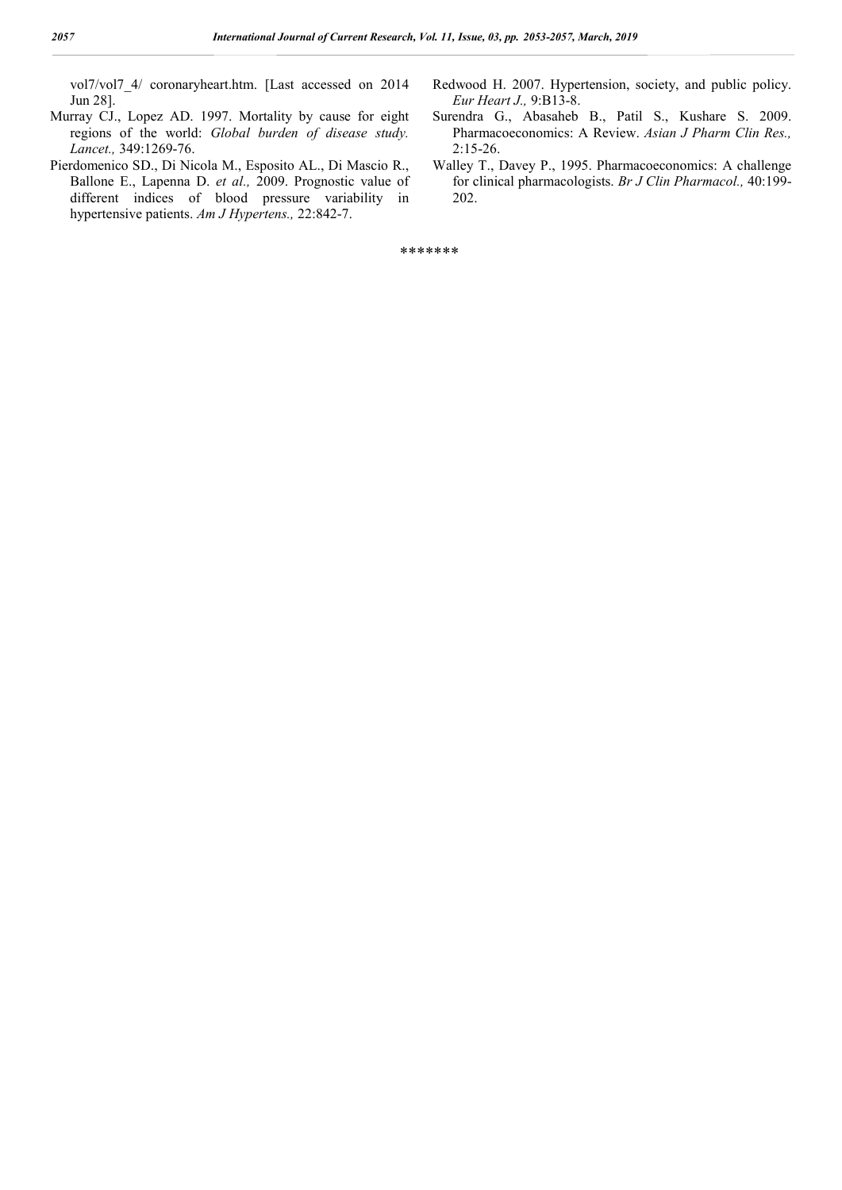vol7/vol7_4/ coronaryheart.htm. [Last accessed on 2014 Jun 28].

Murray CJ., Lopez AD. 1997. Mortality by cause for eight regions of the world: *Global burden of disease study. Lancet.,* 349:1269-76.

Pierdomenico SD., Di Nicola M., Esposito AL., Di Mascio R., Ballone E., Lapenna D. *et al.,* 2009. Prognostic value of different indices of blood pressure variability in hypertensive patients. *Am J Hypertens.,* 22:842-7.

Redwood H. 2007. Hypertension, society, and public policy. *Eur Heart J.,* 9:B13-8.

Surendra G., Abasaheb B., Patil S., Kushare S. 2009. Pharmacoeconomics: A Review. *Asian J Pharm Clin Res.,* 2:15-26.

Walley T., Davey P., 1995. Pharmacoeconomics: A challenge for clinical pharmacologists. *Br J Clin Pharmacol.,* 40:199-202.

*******